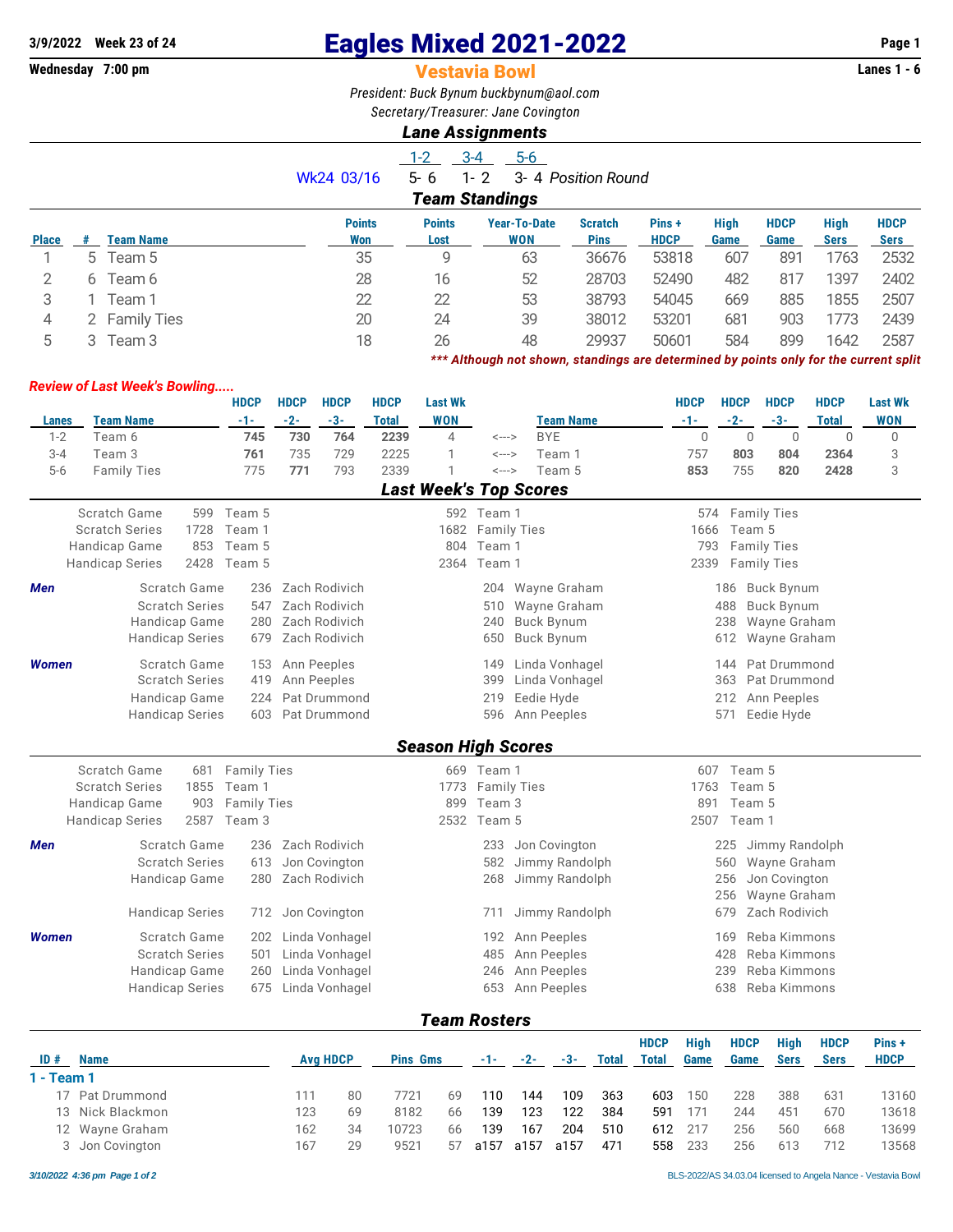3/9/2022 Week 23 of 24

Wednesday 7:00 pm

# Eagles Mixed 2021-2022

## Vestavia Bowl

Lanes 1 - 6

*President: Buck Bynum buckbynum@aol.com*

*Secretary/Treasurer: Jane Covington*

### *Lane Assignments*

| | 1-2 | 3-4 | 5-6 | |
|---|---|---|---|---|
| Wk24 03/16 | 5- 6 | 1- 2 | 3- 4 | *Position Round* |

### *Team Standings*

| Place | # | Team Name | Points Won | Points Lost | Year-To-Date WON | Scratch Pins | Pins + HDCP | High Game | HDCP Game | High Sers | HDCP Sers |
|---|---|---|---|---|---|---|---|---|---|---|---|
| 1 | 5 | Team 5 | 35 | 9 | 63 | 36676 | 53818 | 607 | 891 | 1763 | 2532 |
| 2 | 6 | Team 6 | 28 | 16 | 52 | 28703 | 52490 | 482 | 817 | 1397 | 2402 |
| 3 | 1 | Team 1 | 22 | 22 | 53 | 38793 | 54045 | 669 | 885 | 1855 | 2507 |
| 4 | 2 | Family Ties | 20 | 24 | 39 | 38012 | 53201 | 681 | 903 | 1773 | 2439 |
| 5 | 3 | Team 3 | 18 | 26 | 48 | 29937 | 50601 | 584 | 899 | 1642 | 2587 |

***\*\*\* Although not shown, standings are determined by points only for the current split***

***Review of Last Week's Bowling.....***

| Lanes | Team Name | HDCP -1- | HDCP -2- | HDCP -3- | HDCP Total | Last Wk WON | | Team Name | HDCP -1- | HDCP -2- | HDCP -3- | HDCP Total | Last Wk WON |
|---|---|---|---|---|---|---|---|---|---|---|---|---|---|
| 1-2 | Team 6 | **745** | **730** | **764** | **2239** | 4 | <---> | BYE | 0 | 0 | 0 | 0 | 0 |
| 3-4 | Team 3 | **761** | 735 | 729 | 2225 | 1 | <---> | Team 1 | 757 | **803** | **804** | **2364** | 3 |
| 5-6 | Family Ties | 775 | **771** | 793 | 2339 | 1 | <---> | Team 5 | **853** | 755 | **820** | **2428** | 3 |

### *Last Week's Top Scores*

| | | | | | | |
|---|---|---|---|---|---|---|
| Scratch Game | 599 | Team 5 | 592 | Team 1 | 574 | Family Ties |
| Scratch Series | 1728 | Team 1 | 1682 | Family Ties | 1666 | Team 5 |
| Handicap Game | 853 | Team 5 | 804 | Team 1 | 793 | Family Ties |
| Handicap Series | 2428 | Team 5 | 2364 | Team 1 | 2339 | Family Ties |

| | | | | | | | |
|---|---|---|---|---|---|---|---|
| ***Men*** | Scratch Game | 236 | Zach Rodivich | 204 | Wayne Graham | 186 | Buck Bynum |
| | Scratch Series | 547 | Zach Rodivich | 510 | Wayne Graham | 488 | Buck Bynum |
| | Handicap Game | 280 | Zach Rodivich | 240 | Buck Bynum | 238 | Wayne Graham |
| | Handicap Series | 679 | Zach Rodivich | 650 | Buck Bynum | 612 | Wayne Graham |
| ***Women*** | Scratch Game | 153 | Ann Peeples | 149 | Linda Vonhagel | 144 | Pat Drummond |
| | Scratch Series | 419 | Ann Peeples | 399 | Linda Vonhagel | 363 | Pat Drummond |
| | Handicap Game | 224 | Pat Drummond | 219 | Eedie Hyde | 212 | Ann Peeples |
| | Handicap Series | 603 | Pat Drummond | 596 | Ann Peeples | 571 | Eedie Hyde |

### *Season High Scores*

| | | | | | | |
|---|---|---|---|---|---|---|
| Scratch Game | 681 | Family Ties | 669 | Team 1 | 607 | Team 5 |
| Scratch Series | 1855 | Team 1 | 1773 | Family Ties | 1763 | Team 5 |
| Handicap Game | 903 | Family Ties | 899 | Team 3 | 891 | Team 5 |
| Handicap Series | 2587 | Team 3 | 2532 | Team 5 | 2507 | Team 1 |

| | | | | | | | |
|---|---|---|---|---|---|---|---|
| ***Men*** | Scratch Game | 236 | Zach Rodivich | 233 | Jon Covington | 225 | Jimmy Randolph |
| | Scratch Series | 613 | Jon Covington | 582 | Jimmy Randolph | 560 | Wayne Graham |
| | Handicap Game | 280 | Zach Rodivich | 268 | Jimmy Randolph | 256 | Jon Covington |
| | | | | | | 256 | Wayne Graham |
| | Handicap Series | 712 | Jon Covington | 711 | Jimmy Randolph | 679 | Zach Rodivich |
| ***Women*** | Scratch Game | 202 | Linda Vonhagel | 192 | Ann Peeples | 169 | Reba Kimmons |
| | Scratch Series | 501 | Linda Vonhagel | 485 | Ann Peeples | 428 | Reba Kimmons |
| | Handicap Game | 260 | Linda Vonhagel | 246 | Ann Peeples | 239 | Reba Kimmons |
| | Handicap Series | 675 | Linda Vonhagel | 653 | Ann Peeples | 638 | Reba Kimmons |

### *Team Rosters*

| ID # | Name | Avg | HDCP | Pins | Gms | -1- | -2- | -3- | Total | HDCP Total | High Game | HDCP Game | High Sers | HDCP Sers | Pins + HDCP |
|---|---|---|---|---|---|---|---|---|---|---|---|---|---|---|---|
| **1 - Team 1** | | | | | | | | | | | | | | | |
| 17 | Pat Drummond | 111 | 80 | 7721 | 69 | 110 | 144 | 109 | 363 | 603 | 150 | 228 | 388 | 631 | 13160 |
| 13 | Nick Blackmon | 123 | 69 | 8182 | 66 | 139 | 123 | 122 | 384 | 591 | 171 | 244 | 451 | 670 | 13618 |
| 12 | Wayne Graham | 162 | 34 | 10723 | 66 | 139 | 167 | 204 | 510 | 612 | 217 | 256 | 560 | 668 | 13699 |
| 3 | Jon Covington | 167 | 29 | 9521 | 57 | a157 | a157 | a157 | 471 | 558 | 233 | 256 | 613 | 712 | 13568 |

3/10/2022 4:36 pm

BLS-2022/AS 34.03.04 licensed to Angela Nance - Vestavia Bowl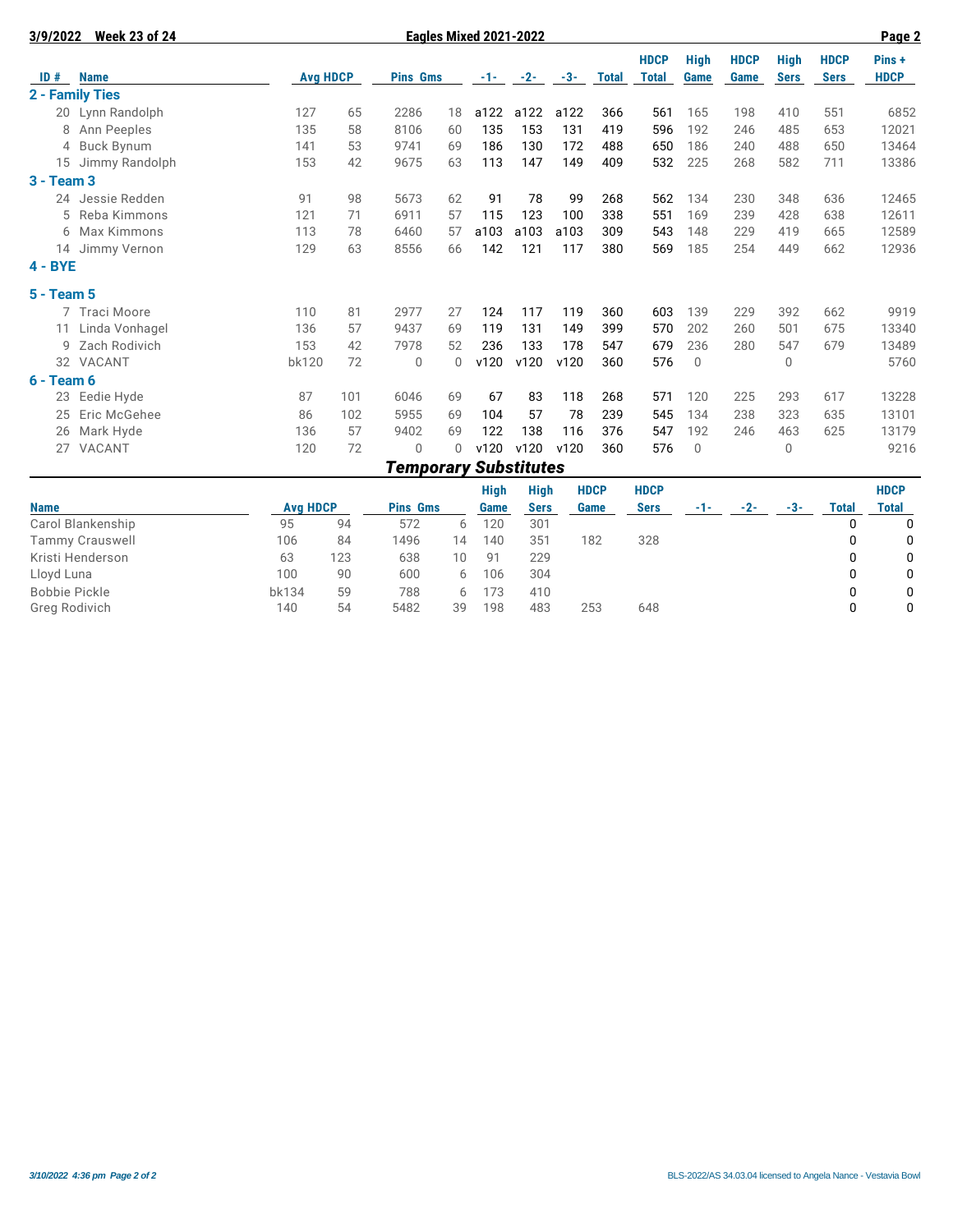| ID # | Name | Avg | HDCP | Pins | Gms | -1- | -2- | -3- | Total | HDCP Total | High Game | HDCP Game | High Sers | HDCP Sers | Pins + HDCP |
|---|---|---|---|---|---|---|---|---|---|---|---|---|---|---|---|
| **2 - Family Ties** | | | | | | | | | | | | | | | |
| 20 | Lynn Randolph | 127 | 65 | 2286 | 18 | a122 | a122 | a122 | 366 | 561 | 165 | 198 | 410 | 551 | 6852 |
| 8 | Ann Peeples | 135 | 58 | 8106 | 60 | 135 | 153 | 131 | 419 | 596 | 192 | 246 | 485 | 653 | 12021 |
| 4 | Buck Bynum | 141 | 53 | 9741 | 69 | 186 | 130 | 172 | 488 | 650 | 186 | 240 | 488 | 650 | 13464 |
| 15 | Jimmy Randolph | 153 | 42 | 9675 | 63 | 113 | 147 | 149 | 409 | 532 | 225 | 268 | 582 | 711 | 13386 |
| **3 - Team 3** | | | | | | | | | | | | | | | |
| 24 | Jessie Redden | 91 | 98 | 5673 | 62 | 91 | 78 | 99 | 268 | 562 | 134 | 230 | 348 | 636 | 12465 |
| 5 | Reba Kimmons | 121 | 71 | 6911 | 57 | 115 | 123 | 100 | 338 | 551 | 169 | 239 | 428 | 638 | 12611 |
| 6 | Max Kimmons | 113 | 78 | 6460 | 57 | a103 | a103 | a103 | 309 | 543 | 148 | 229 | 419 | 665 | 12589 |
| 14 | Jimmy Vernon | 129 | 63 | 8556 | 66 | 142 | 121 | 117 | 380 | 569 | 185 | 254 | 449 | 662 | 12936 |
| **4 - BYE** | | | | | | | | | | | | | | | |
| **5 - Team 5** | | | | | | | | | | | | | | | |
| 7 | Traci Moore | 110 | 81 | 2977 | 27 | 124 | 117 | 119 | 360 | 603 | 139 | 229 | 392 | 662 | 9919 |
| 11 | Linda Vonhagel | 136 | 57 | 9437 | 69 | 119 | 131 | 149 | 399 | 570 | 202 | 260 | 501 | 675 | 13340 |
| 9 | Zach Rodivich | 153 | 42 | 7978 | 52 | 236 | 133 | 178 | 547 | 679 | 236 | 280 | 547 | 679 | 13489 |
| 32 | VACANT | bk120 | 72 | 0 | 0 | v120 | v120 | v120 | 360 | 576 | 0 | | 0 | | 5760 |
| **6 - Team 6** | | | | | | | | | | | | | | | |
| 23 | Eedie Hyde | 87 | 101 | 6046 | 69 | 67 | 83 | 118 | 268 | 571 | 120 | 225 | 293 | 617 | 13228 |
| 25 | Eric McGehee | 86 | 102 | 5955 | 69 | 104 | 57 | 78 | 239 | 545 | 134 | 238 | 323 | 635 | 13101 |
| 26 | Mark Hyde | 136 | 57 | 9402 | 69 | 122 | 138 | 116 | 376 | 547 | 192 | 246 | 463 | 625 | 13179 |
| 27 | VACANT | 120 | 72 | 0 | 0 | v120 | v120 | v120 | 360 | 576 | 0 | | 0 | | 9216 |

## *Temporary Substitutes*

| Name | Avg | HDCP | Pins | Gms | High Game | High Sers | HDCP Game | HDCP Sers | -1- | -2- | -3- | Total | HDCP Total |
|---|---|---|---|---|---|---|---|---|---|---|---|---|---|
| Carol Blankenship | 95 | 94 | 572 | 6 | 120 | 301 | | | | | | 0 | 0 |
| Tammy Crauswell | 106 | 84 | 1496 | 14 | 140 | 351 | 182 | 328 | | | | 0 | 0 |
| Kristi Henderson | 63 | 123 | 638 | 10 | 91 | 229 | | | | | | 0 | 0 |
| Lloyd Luna | 100 | 90 | 600 | 6 | 106 | 304 | | | | | | 0 | 0 |
| Bobbie Pickle | bk134 | 59 | 788 | 6 | 173 | 410 | | | | | | 0 | 0 |
| Greg Rodivich | 140 | 54 | 5482 | 39 | 198 | 483 | 253 | 648 | | | | 0 | 0 |